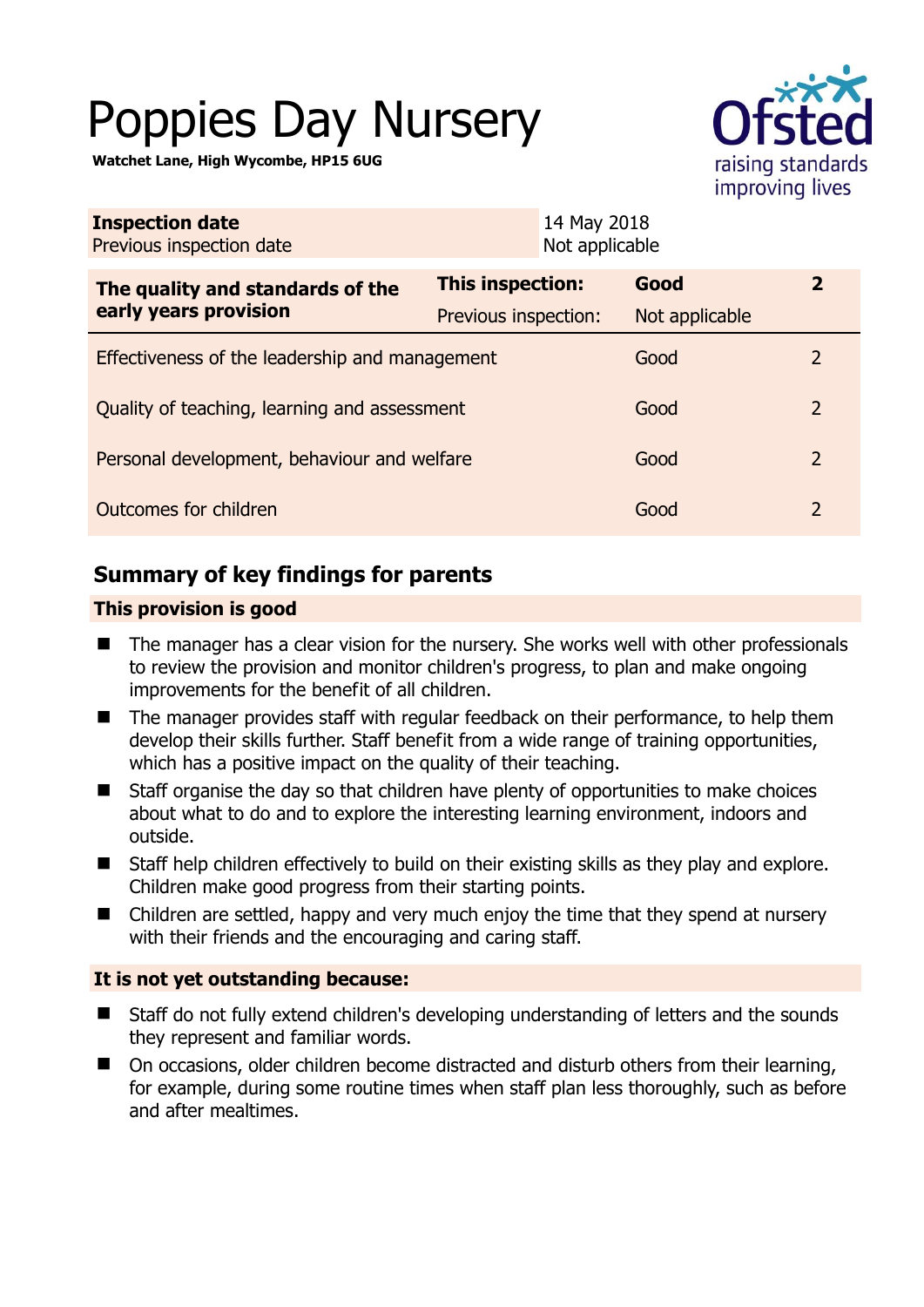# Poppies Day Nursery

**Watchet Lane, High Wycombe, HP15 6UG**

Ofsted raising standards improving lives

| **Inspection date** | 14 May 2018 |
|---|---|
| Previous inspection date | Not applicable |

| **The quality and standards of the early years provision** | **This inspection:** | **Good** | **2** |
|---|---|---|---|
| | Previous inspection: | Not applicable | |
| Effectiveness of the leadership and management | | Good | 2 |
| Quality of teaching, learning and assessment | | Good | 2 |
| Personal development, behaviour and welfare | | Good | 2 |
| Outcomes for children | | Good | 2 |

## Summary of key findings for parents

### This provision is good

- The manager has a clear vision for the nursery. She works well with other professionals to review the provision and monitor children's progress, to plan and make ongoing improvements for the benefit of all children.
- The manager provides staff with regular feedback on their performance, to help them develop their skills further. Staff benefit from a wide range of training opportunities, which has a positive impact on the quality of their teaching.
- Staff organise the day so that children have plenty of opportunities to make choices about what to do and to explore the interesting learning environment, indoors and outside.
- Staff help children effectively to build on their existing skills as they play and explore. Children make good progress from their starting points.
- Children are settled, happy and very much enjoy the time that they spend at nursery with their friends and the encouraging and caring staff.

### It is not yet outstanding because:

- Staff do not fully extend children's developing understanding of letters and the sounds they represent and familiar words.
- On occasions, older children become distracted and disturb others from their learning, for example, during some routine times when staff plan less thoroughly, such as before and after mealtimes.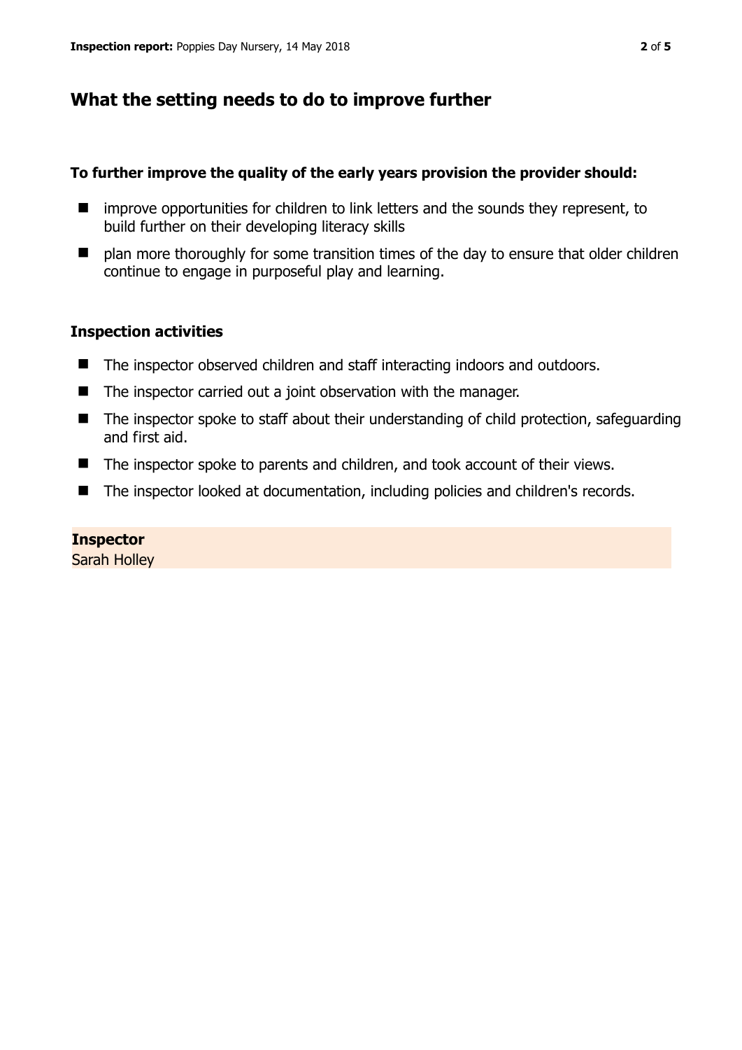## What the setting needs to do to improve further

**To further improve the quality of the early years provision the provider should:**

- improve opportunities for children to link letters and the sounds they represent, to build further on their developing literacy skills
- plan more thoroughly for some transition times of the day to ensure that older children continue to engage in purposeful play and learning.

### Inspection activities

- The inspector observed children and staff interacting indoors and outdoors.
- The inspector carried out a joint observation with the manager.
- The inspector spoke to staff about their understanding of child protection, safeguarding and first aid.
- The inspector spoke to parents and children, and took account of their views.
- The inspector looked at documentation, including policies and children's records.

**Inspector**
Sarah Holley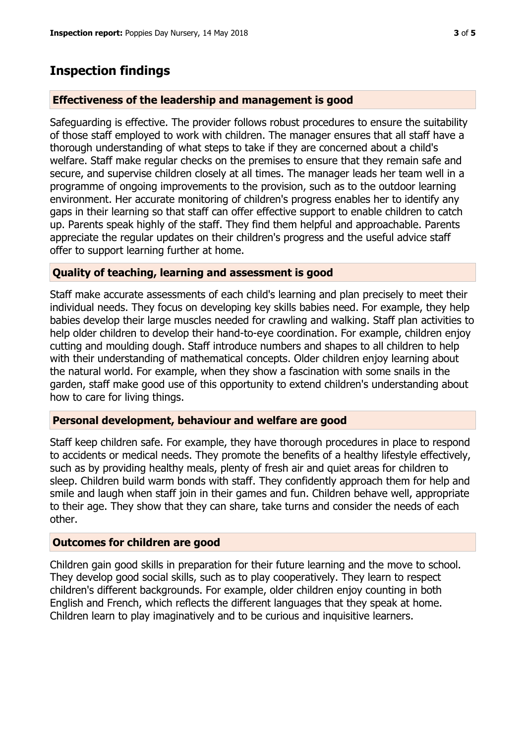# Inspection findings

## Effectiveness of the leadership and management is good

Safeguarding is effective. The provider follows robust procedures to ensure the suitability of those staff employed to work with children. The manager ensures that all staff have a thorough understanding of what steps to take if they are concerned about a child's welfare. Staff make regular checks on the premises to ensure that they remain safe and secure, and supervise children closely at all times. The manager leads her team well in a programme of ongoing improvements to the provision, such as to the outdoor learning environment. Her accurate monitoring of children's progress enables her to identify any gaps in their learning so that staff can offer effective support to enable children to catch up. Parents speak highly of the staff. They find them helpful and approachable. Parents appreciate the regular updates on their children's progress and the useful advice staff offer to support learning further at home.

## Quality of teaching, learning and assessment is good

Staff make accurate assessments of each child's learning and plan precisely to meet their individual needs. They focus on developing key skills babies need. For example, they help babies develop their large muscles needed for crawling and walking. Staff plan activities to help older children to develop their hand-to-eye coordination. For example, children enjoy cutting and moulding dough. Staff introduce numbers and shapes to all children to help with their understanding of mathematical concepts. Older children enjoy learning about the natural world. For example, when they show a fascination with some snails in the garden, staff make good use of this opportunity to extend children's understanding about how to care for living things.

## Personal development, behaviour and welfare are good

Staff keep children safe. For example, they have thorough procedures in place to respond to accidents or medical needs. They promote the benefits of a healthy lifestyle effectively, such as by providing healthy meals, plenty of fresh air and quiet areas for children to sleep. Children build warm bonds with staff. They confidently approach them for help and smile and laugh when staff join in their games and fun. Children behave well, appropriate to their age. They show that they can share, take turns and consider the needs of each other.

## Outcomes for children are good

Children gain good skills in preparation for their future learning and the move to school. They develop good social skills, such as to play cooperatively. They learn to respect children's different backgrounds. For example, older children enjoy counting in both English and French, which reflects the different languages that they speak at home. Children learn to play imaginatively and to be curious and inquisitive learners.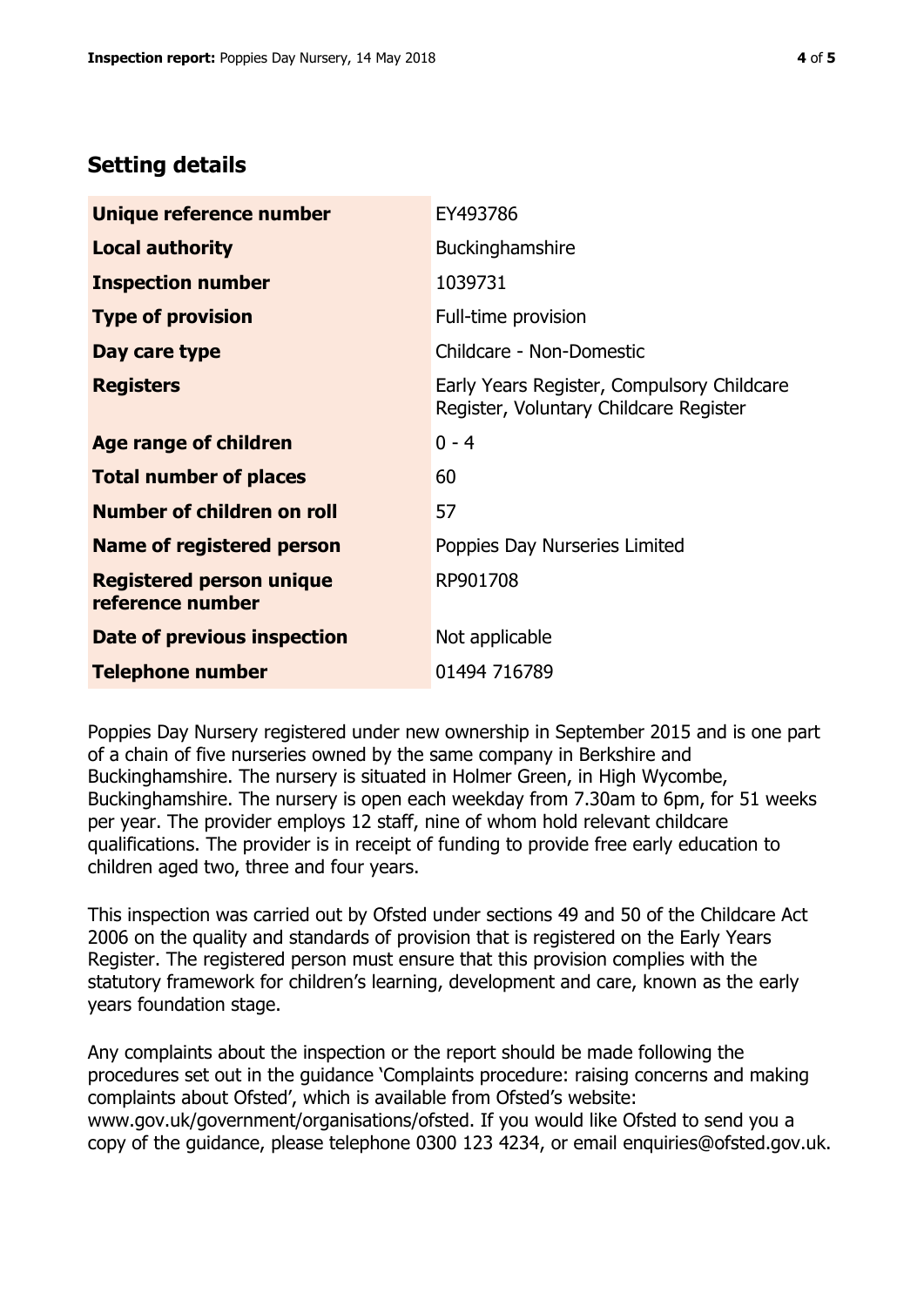## Setting details

| | |
|---|---|
| **Unique reference number** | EY493786 |
| **Local authority** | Buckinghamshire |
| **Inspection number** | 1039731 |
| **Type of provision** | Full-time provision |
| **Day care type** | Childcare - Non-Domestic |
| **Registers** | Early Years Register, Compulsory Childcare Register, Voluntary Childcare Register |
| **Age range of children** | 0 - 4 |
| **Total number of places** | 60 |
| **Number of children on roll** | 57 |
| **Name of registered person** | Poppies Day Nurseries Limited |
| **Registered person unique reference number** | RP901708 |
| **Date of previous inspection** | Not applicable |
| **Telephone number** | 01494 716789 |

Poppies Day Nursery registered under new ownership in September 2015 and is one part of a chain of five nurseries owned by the same company in Berkshire and Buckinghamshire. The nursery is situated in Holmer Green, in High Wycombe, Buckinghamshire. The nursery is open each weekday from 7.30am to 6pm, for 51 weeks per year. The provider employs 12 staff, nine of whom hold relevant childcare qualifications. The provider is in receipt of funding to provide free early education to children aged two, three and four years.

This inspection was carried out by Ofsted under sections 49 and 50 of the Childcare Act 2006 on the quality and standards of provision that is registered on the Early Years Register. The registered person must ensure that this provision complies with the statutory framework for children's learning, development and care, known as the early years foundation stage.

Any complaints about the inspection or the report should be made following the procedures set out in the guidance 'Complaints procedure: raising concerns and making complaints about Ofsted', which is available from Ofsted's website: www.gov.uk/government/organisations/ofsted. If you would like Ofsted to send you a copy of the guidance, please telephone 0300 123 4234, or email enquiries@ofsted.gov.uk.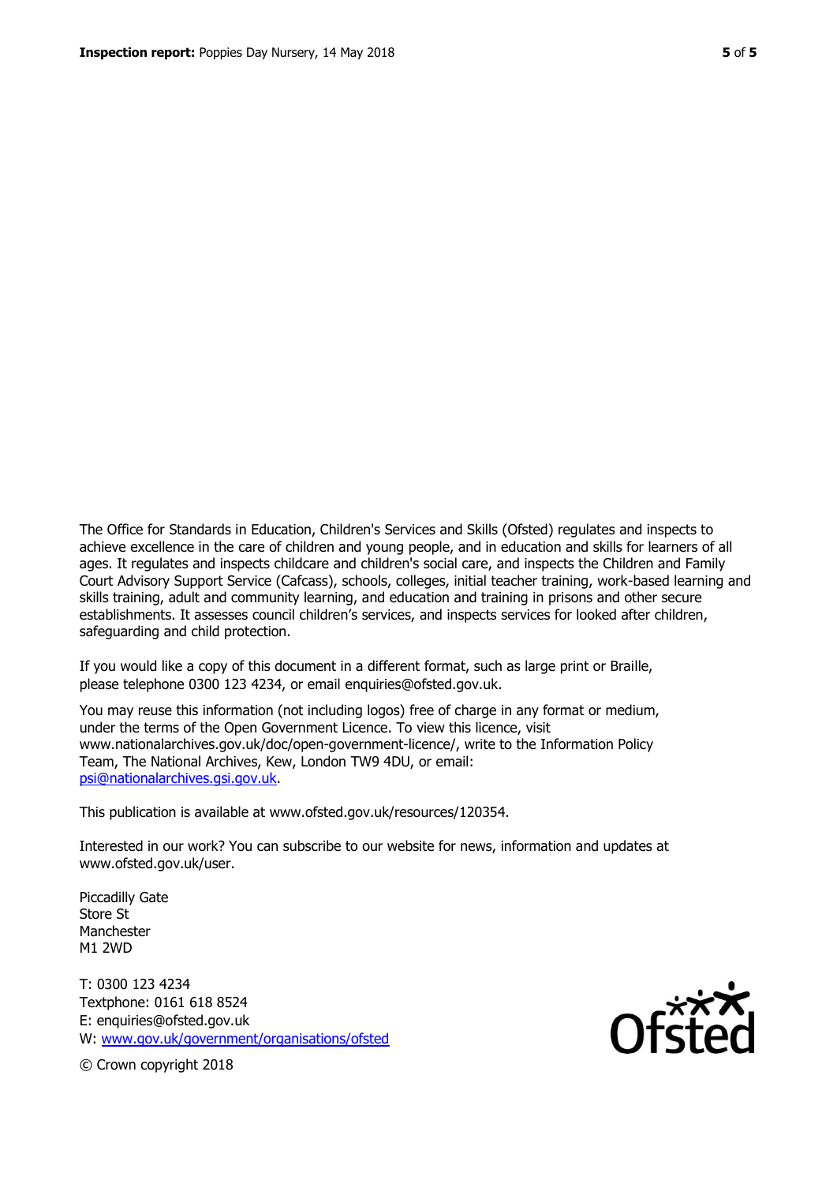The Office for Standards in Education, Children's Services and Skills (Ofsted) regulates and inspects to achieve excellence in the care of children and young people, and in education and skills for learners of all ages. It regulates and inspects childcare and children's social care, and inspects the Children and Family Court Advisory Support Service (Cafcass), schools, colleges, initial teacher training, work-based learning and skills training, adult and community learning, and education and training in prisons and other secure establishments. It assesses council children's services, and inspects services for looked after children, safeguarding and child protection.

If you would like a copy of this document in a different format, such as large print or Braille, please telephone 0300 123 4234, or email enquiries@ofsted.gov.uk.

You may reuse this information (not including logos) free of charge in any format or medium, under the terms of the Open Government Licence. To view this licence, visit www.nationalarchives.gov.uk/doc/open-government-licence/, write to the Information Policy Team, The National Archives, Kew, London TW9 4DU, or email: psi@nationalarchives.gsi.gov.uk.

This publication is available at www.ofsted.gov.uk/resources/120354.

Interested in our work? You can subscribe to our website for news, information and updates at www.ofsted.gov.uk/user.

Piccadilly Gate
Store St
Manchester
M1 2WD

T: 0300 123 4234
Textphone: 0161 618 8524
E: enquiries@ofsted.gov.uk
W: www.gov.uk/government/organisations/ofsted

© Crown copyright 2018